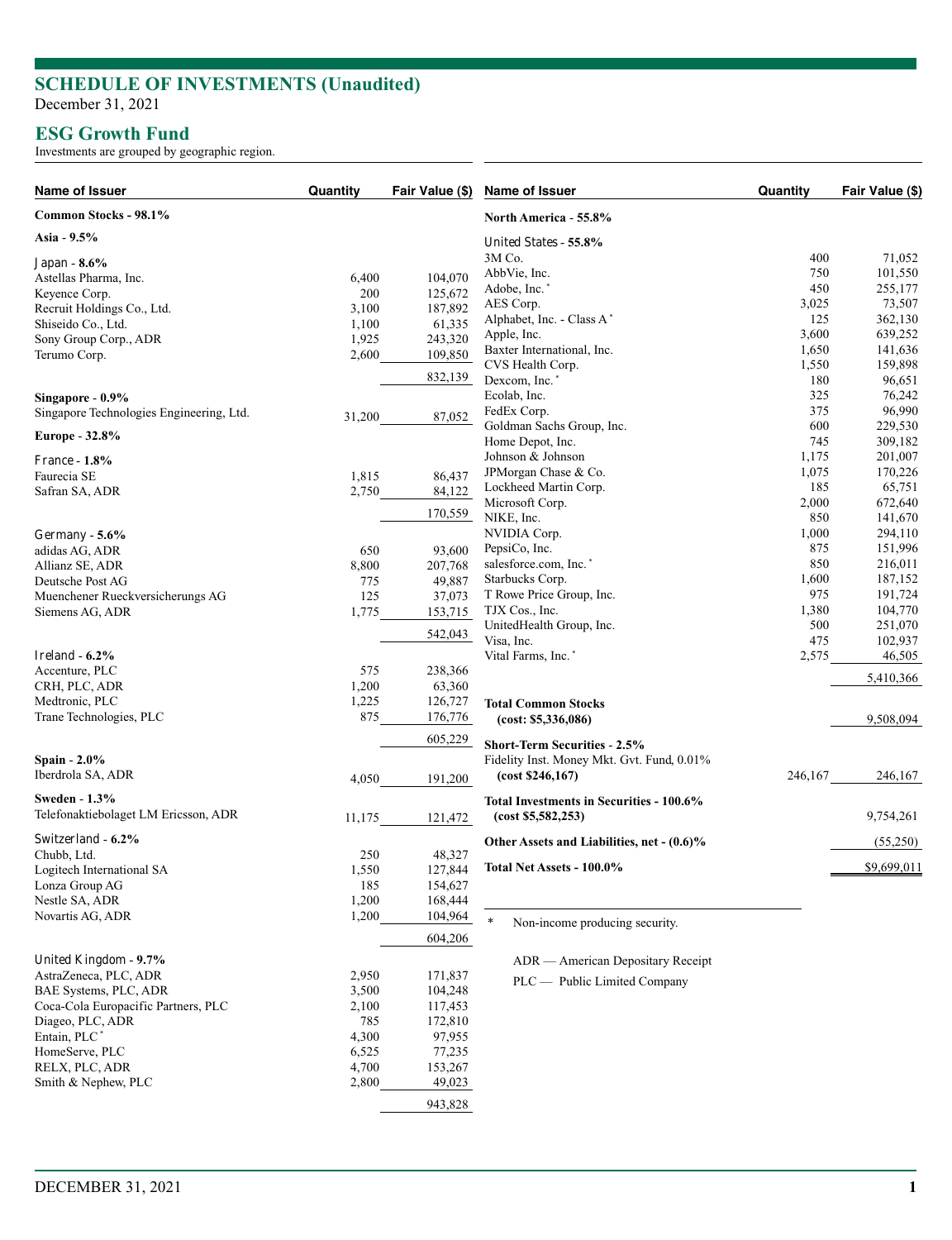# SCHEDULE OF INVESTMENTS (Unaudited)

December 31, 2021

## ESG Growth Fund

Investments are grouped by geographic region.

| Name of Issuer | Quantity | Fair Value ($) |
|---|---|---|
| **Common Stocks - 98.1%** | | |
| **Asia - 9.5%** | | |
| Japan - **8.6%** | | |
| Astellas Pharma, Inc. | 6,400 | 104,070 |
| Keyence Corp. | 200 | 125,672 |
| Recruit Holdings Co., Ltd. | 3,100 | 187,892 |
| Shiseido Co., Ltd. | 1,100 | 61,335 |
| Sony Group Corp., ADR | 1,925 | 243,320 |
| Terumo Corp. | 2,600 | 109,850 |
| | | 832,139 |
| **Singapore - 0.9%** | | |
| Singapore Technologies Engineering, Ltd. | 31,200 | 87,052 |
| **Europe - 32.8%** | | |
| France - **1.8%** | | |
| Faurecia SE | 1,815 | 86,437 |
| Safran SA, ADR | 2,750 | 84,122 |
| | | 170,559 |
| Germany - **5.6%** | | |
| adidas AG, ADR | 650 | 93,600 |
| Allianz SE, ADR | 8,800 | 207,768 |
| Deutsche Post AG | 775 | 49,887 |
| Muenchener Rueckversicherungs AG | 125 | 37,073 |
| Siemens AG, ADR | 1,775 | 153,715 |
| | | 542,043 |
| Ireland - **6.2%** | | |
| Accenture, PLC | 575 | 238,366 |
| CRH, PLC, ADR | 1,200 | 63,360 |
| Medtronic, PLC | 1,225 | 126,727 |
| Trane Technologies, PLC | 875 | 176,776 |
| | | 605,229 |
| **Spain - 2.0%** | | |
| Iberdrola SA, ADR | 4,050 | 191,200 |
| **Sweden - 1.3%** | | |
| Telefonaktiebolaget LM Ericsson, ADR | 11,175 | 121,472 |
| Switzerland - **6.2%** | | |
| Chubb, Ltd. | 250 | 48,327 |
| Logitech International SA | 1,550 | 127,844 |
| Lonza Group AG | 185 | 154,627 |
| Nestle SA, ADR | 1,200 | 168,444 |
| Novartis AG, ADR | 1,200 | 104,964 |
| | | 604,206 |
| United Kingdom - **9.7%** | | |
| AstraZeneca, PLC, ADR | 2,950 | 171,837 |
| BAE Systems, PLC, ADR | 3,500 | 104,248 |
| Coca-Cola Europacific Partners, PLC | 2,100 | 117,453 |
| Diageo, PLC, ADR | 785 | 172,810 |
| Entain, PLC * | 4,300 | 97,955 |
| HomeServe, PLC | 6,525 | 77,235 |
| RELX, PLC, ADR | 4,700 | 153,267 |
| Smith & Nephew, PLC | 2,800 | 49,023 |
| | | 943,828 |
| **North America - 55.8%** | | |
| United States - **55.8%** | | |
| 3M Co. | 400 | 71,052 |
| AbbVie, Inc. | 750 | 101,550 |
| Adobe, Inc. * | 450 | 255,177 |
| AES Corp. | 3,025 | 73,507 |
| Alphabet, Inc. - Class A * | 125 | 362,130 |
| Apple, Inc. | 3,600 | 639,252 |
| Baxter International, Inc. | 1,650 | 141,636 |
| CVS Health Corp. | 1,550 | 159,898 |
| Dexcom, Inc. * | 180 | 96,651 |
| Ecolab, Inc. | 325 | 76,242 |
| FedEx Corp. | 375 | 96,990 |
| Goldman Sachs Group, Inc. | 600 | 229,530 |
| Home Depot, Inc. | 745 | 309,182 |
| Johnson & Johnson | 1,175 | 201,007 |
| JPMorgan Chase & Co. | 1,075 | 170,226 |
| Lockheed Martin Corp. | 185 | 65,751 |
| Microsoft Corp. | 2,000 | 672,640 |
| NIKE, Inc. | 850 | 141,670 |
| NVIDIA Corp. | 1,000 | 294,110 |
| PepsiCo, Inc. | 875 | 151,996 |
| salesforce.com, Inc. * | 850 | 216,011 |
| Starbucks Corp. | 1,600 | 187,152 |
| T Rowe Price Group, Inc. | 975 | 191,724 |
| TJX Cos., Inc. | 1,380 | 104,770 |
| UnitedHealth Group, Inc. | 500 | 251,070 |
| Visa, Inc. | 475 | 102,937 |
| Vital Farms, Inc. * | 2,575 | 46,505 |
| | | 5,410,366 |
| **Total Common Stocks (cost: $5,336,086)** | | 9,508,094 |
| **Short-Term Securities - 2.5%** | | |
| Fidelity Inst. Money Mkt. Gvt. Fund, 0.01% **(cost $246,167)** | 246,167 | 246,167 |
| **Total Investments in Securities - 100.6% (cost $5,582,253)** | | 9,754,261 |
| **Other Assets and Liabilities, net - (0.6)%** | | (55,250) |
| **Total Net Assets - 100.0%** | | $9,699,011 |

\* Non-income producing security.

ADR — American Depositary Receipt

PLC — Public Limited Company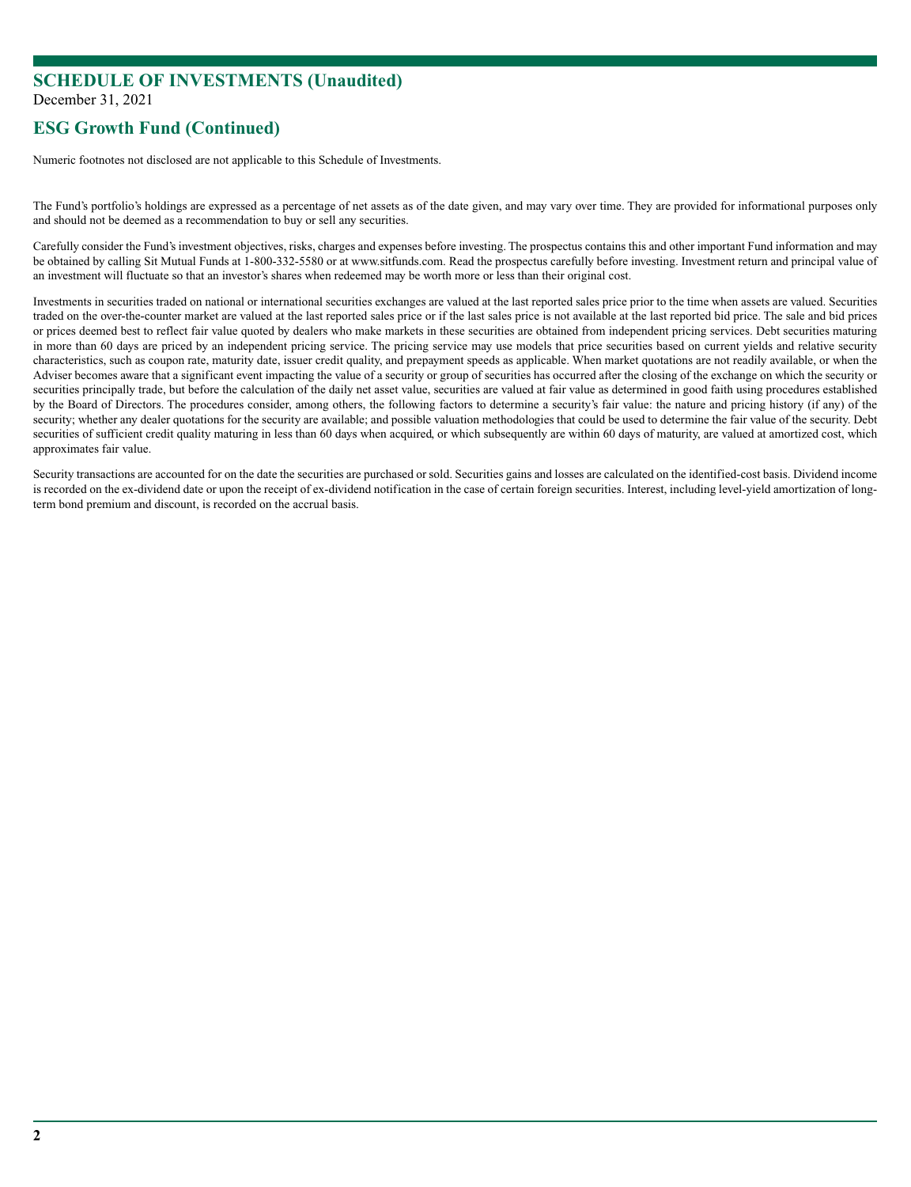# SCHEDULE OF INVESTMENTS (Unaudited)

December 31, 2021

## ESG Growth Fund (Continued)

Numeric footnotes not disclosed are not applicable to this Schedule of Investments.

The Fund's portfolio's holdings are expressed as a percentage of net assets as of the date given, and may vary over time. They are provided for informational purposes only and should not be deemed as a recommendation to buy or sell any securities.

Carefully consider the Fund's investment objectives, risks, charges and expenses before investing. The prospectus contains this and other important Fund information and may be obtained by calling Sit Mutual Funds at 1-800-332-5580 or at www.sitfunds.com. Read the prospectus carefully before investing. Investment return and principal value of an investment will fluctuate so that an investor's shares when redeemed may be worth more or less than their original cost.

Investments in securities traded on national or international securities exchanges are valued at the last reported sales price prior to the time when assets are valued. Securities traded on the over-the-counter market are valued at the last reported sales price or if the last sales price is not available at the last reported bid price. The sale and bid prices or prices deemed best to reflect fair value quoted by dealers who make markets in these securities are obtained from independent pricing services. Debt securities maturing in more than 60 days are priced by an independent pricing service. The pricing service may use models that price securities based on current yields and relative security characteristics, such as coupon rate, maturity date, issuer credit quality, and prepayment speeds as applicable. When market quotations are not readily available, or when the Adviser becomes aware that a significant event impacting the value of a security or group of securities has occurred after the closing of the exchange on which the security or securities principally trade, but before the calculation of the daily net asset value, securities are valued at fair value as determined in good faith using procedures established by the Board of Directors. The procedures consider, among others, the following factors to determine a security's fair value: the nature and pricing history (if any) of the security; whether any dealer quotations for the security are available; and possible valuation methodologies that could be used to determine the fair value of the security. Debt securities of sufficient credit quality maturing in less than 60 days when acquired, or which subsequently are within 60 days of maturity, are valued at amortized cost, which approximates fair value.

Security transactions are accounted for on the date the securities are purchased or sold. Securities gains and losses are calculated on the identified-cost basis. Dividend income is recorded on the ex-dividend date or upon the receipt of ex-dividend notification in the case of certain foreign securities. Interest, including level-yield amortization of long-term bond premium and discount, is recorded on the accrual basis.